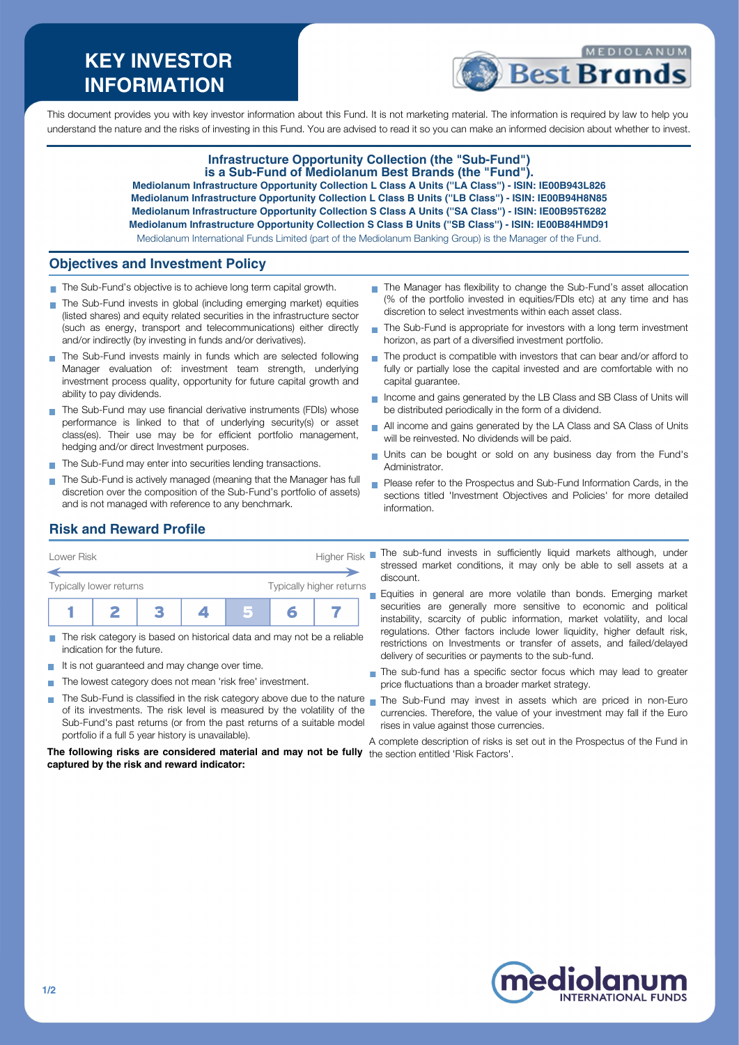# KEY INVESTOR INFORMATION

This document provides you with key investor information about this Fund. It is not marketing material. The information is required by law to help you understand the nature and the risks of investing in this Fund. You are advised to read it so you can make an informed decision about whether to invest.

**Infrastructure Opportunity Collection (the "Sub-Fund") is a Sub-Fund of Mediolanum Best Brands (the "Fund").**

**Mediolanum Infrastructure Opportunity Collection L Class A Units ("LA Class") - ISIN: IE00B943L826**
**Mediolanum Infrastructure Opportunity Collection L Class B Units ("LB Class") - ISIN: IE00B94H8N85**
**Mediolanum Infrastructure Opportunity Collection S Class A Units ("SA Class") - ISIN: IE00B95T6282**
**Mediolanum Infrastructure Opportunity Collection S Class B Units ("SB Class") - ISIN: IE00B84HMD91**

Mediolanum International Funds Limited (part of the Mediolanum Banking Group) is the Manager of the Fund.

## Objectives and Investment Policy

- The Sub-Fund's objective is to achieve long term capital growth.
- The Sub-Fund invests in global (including emerging market) equities (listed shares) and equity related securities in the infrastructure sector (such as energy, transport and telecommunications) either directly and/or indirectly (by investing in funds and/or derivatives).
- The Sub-Fund invests mainly in funds which are selected following Manager evaluation of: investment team strength, underlying investment process quality, opportunity for future capital growth and ability to pay dividends.
- The Sub-Fund may use financial derivative instruments (FDIs) whose performance is linked to that of underlying security(s) or asset class(es). Their use may be for efficient portfolio management, hedging and/or direct Investment purposes.
- The Sub-Fund may enter into securities lending transactions.
- The Sub-Fund is actively managed (meaning that the Manager has full discretion over the composition of the Sub-Fund's portfolio of assets) and is not managed with reference to any benchmark.
- The Manager has flexibility to change the Sub-Fund's asset allocation (% of the portfolio invested in equities/FDIs etc) at any time and has discretion to select investments within each asset class.
- The Sub-Fund is appropriate for investors with a long term investment horizon, as part of a diversified investment portfolio.
- The product is compatible with investors that can bear and/or afford to fully or partially lose the capital invested and are comfortable with no capital guarantee.
- Income and gains generated by the LB Class and SB Class of Units will be distributed periodically in the form of a dividend.
- All income and gains generated by the LA Class and SA Class of Units will be reinvested. No dividends will be paid.
- Units can be bought or sold on any business day from the Fund's Administrator.
- Please refer to the Prospectus and Sub-Fund Information Cards, in the sections titled 'Investment Objectives and Policies' for more detailed information.

## Risk and Reward Profile

Lower Risk — Higher Risk

Typically lower returns — Typically higher returns

| 1 | 2 | 3 | 4 | **5** | 6 | 7 |
|---|---|---|---|---|---|---|

- The risk category is based on historical data and may not be a reliable indication for the future.
- It is not guaranteed and may change over time.
- The lowest category does not mean 'risk free' investment.
- The Sub-Fund is classified in the risk category above due to the nature of its investments. The risk level is measured by the volatility of the Sub-Fund's past returns (or from the past returns of a suitable model portfolio if a full 5 year history is unavailable).

**The following risks are considered material and may not be fully captured by the risk and reward indicator:**

- The sub-fund invests in sufficiently liquid markets although, under stressed market conditions, it may only be able to sell assets at a discount.
- Equities in general are more volatile than bonds. Emerging market securities are generally more sensitive to economic and political instability, scarcity of public information, market volatility, and local regulations. Other factors include lower liquidity, higher default risk, restrictions on Investments or transfer of assets, and failed/delayed delivery of securities or payments to the sub-fund.
- The sub-fund has a specific sector focus which may lead to greater price fluctuations than a broader market strategy.
- The Sub-Fund may invest in assets which are priced in non-Euro currencies. Therefore, the value of your investment may fall if the Euro rises in value against those currencies.

A complete description of risks is set out in the Prospectus of the Fund in the section entitled 'Risk Factors'.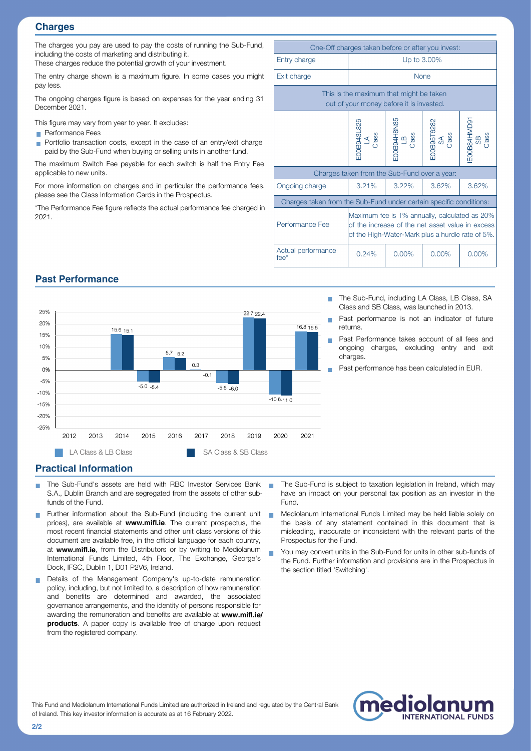## Charges

The charges you pay are used to pay the costs of running the Sub-Fund, including the costs of marketing and distributing it.
These charges reduce the potential growth of your investment.

The entry charge shown is a maximum figure. In some cases you might pay less.

The ongoing charges figure is based on expenses for the year ending 31 December 2021.

This figure may vary from year to year. It excludes:

- Performance Fees
- Portfolio transaction costs, except in the case of an entry/exit charge paid by the Sub-Fund when buying or selling units in another fund.

The maximum Switch Fee payable for each switch is half the Entry Fee applicable to new units.

For more information on charges and in particular the performance fees, please see the Class Information Cards in the Prospectus.

*The Performance Fee figure reflects the actual performance fee charged in 2021.

| One-Off charges taken before or after you invest: | | | | |
|---|---|---|---|---|
| Entry charge | Up to 3.00% | | | |
| Exit charge | None | | | |
| This is the maximum that might be taken out of your money before it is invested. | | | | |
| | IE00B943L826 LA Class | IE00B94H8N85 LB Class | IE00B95T6282 SA Class | IE00B84HMD91 SB Class |
| Charges taken from the Sub-Fund over a year: | | | | |
| Ongoing charge | 3.21% | 3.22% | 3.62% | 3.62% |
| Charges taken from the Sub-Fund under certain specific conditions: | | | | |
| Performance Fee | Maximum fee is 1% annually, calculated as 20% of the increase of the net asset value in excess of the High-Water-Mark plus a hurdle rate of 5%. | | | |
| Actual performance fee* | 0.24% | 0.00% | 0.00% | 0.00% |

## Past Performance

25%
20%
15%
10%
5%
0%
-5%
-10%
-15%
-20%
-25%

2012 2013 2014 2015 2016 2017 2018 2019 2020 2021

15.6 15.1
-5.0 -5.4
5.7 5.2
0.3 -0.1
-5.6 -6.0
22.7 22.4
-10.6 -11.0
16.8 16.5

LA Class & LB Class
SA Class & SB Class

- The Sub-Fund, including LA Class, LB Class, SA Class and SB Class, was launched in 2013.
- Past performance is not an indicator of future returns.
- Past Performance takes account of all fees and ongoing charges, excluding entry and exit charges.
- Past performance has been calculated in EUR.

## Practical Information

- The Sub-Fund's assets are held with RBC Investor Services Bank S.A., Dublin Branch and are segregated from the assets of other sub-funds of the Fund.
- Further information about the Sub-Fund (including the current unit prices), are available at **www.mifl.ie**. The current prospectus, the most recent financial statements and other unit class versions of this document are available free, in the official language for each country, at **www.mifl.ie**, from the Distributors or by writing to Mediolanum International Funds Limited, 4th Floor, The Exchange, George's Dock, IFSC, Dublin 1, D01 P2V6, Ireland.
- Details of the Management Company's up-to-date remuneration policy, including, but not limited to, a description of how remuneration and benefits are determined and awarded, the associated governance arrangements, and the identity of persons responsible for awarding the remuneration and benefits are available at **www.mifl.ie/products**. A paper copy is available free of charge upon request from the registered company.
- The Sub-Fund is subject to taxation legislation in Ireland, which may have an impact on your personal tax position as an investor in the Fund.
- Mediolanum International Funds Limited may be held liable solely on the basis of any statement contained in this document that is misleading, inaccurate or inconsistent with the relevant parts of the Prospectus for the Fund.
- You may convert units in the Sub-Fund for units in other sub-funds of the Fund. Further information and provisions are in the Prospectus in the section titled 'Switching'.

This Fund and Mediolanum International Funds Limited are authorized in Ireland and regulated by the Central Bank of Ireland. This key investor information is accurate as at 16 February 2022.